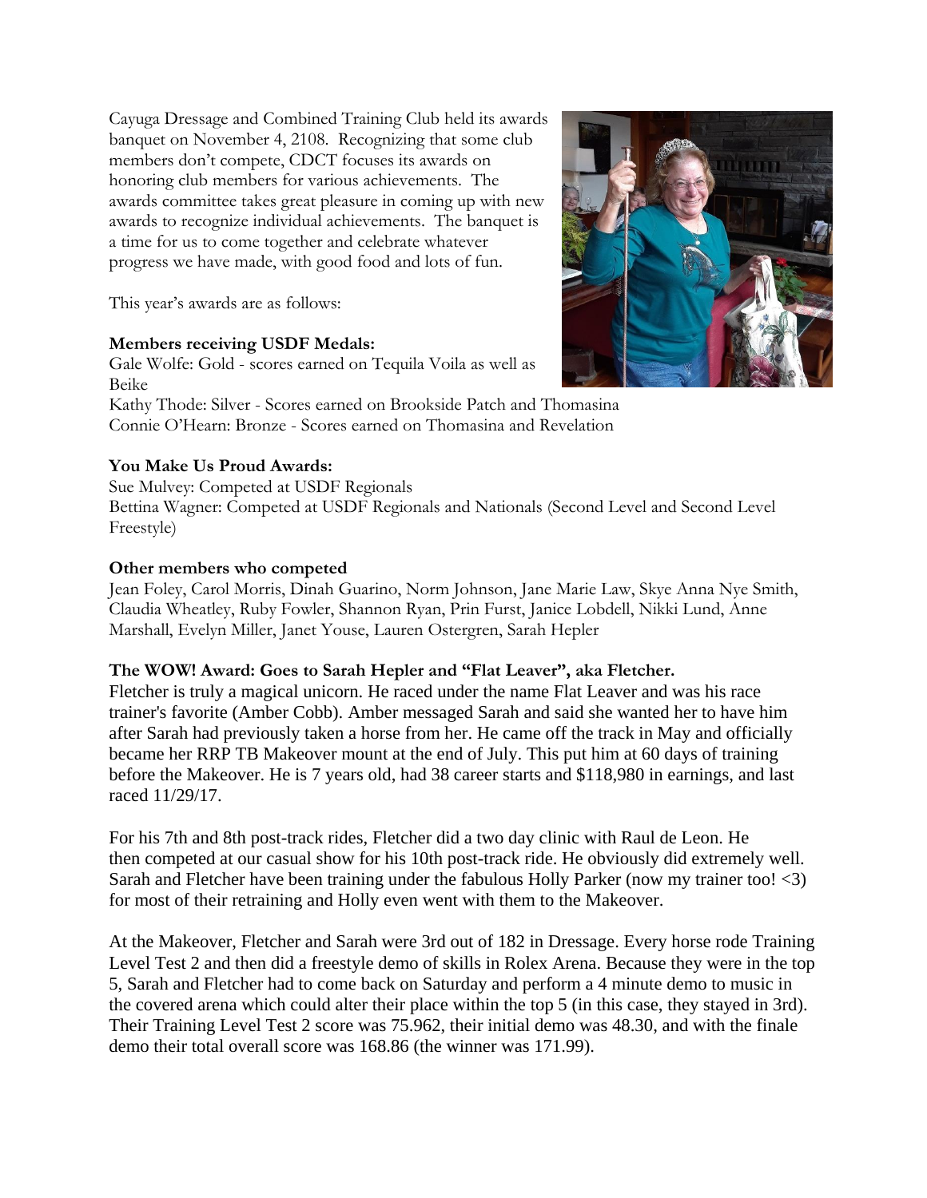Cayuga Dressage and Combined Training Club held its awards banquet on November 4, 2108. Recognizing that some club members don't compete, CDCT focuses its awards on honoring club members for various achievements. The awards committee takes great pleasure in coming up with new awards to recognize individual achievements. The banquet is a time for us to come together and celebrate whatever progress we have made, with good food and lots of fun.

This year's awards are as follows:

**Members receiving USDF Medals:**

Gale Wolfe: Gold - scores earned on Tequila Voila as well as Beike

Kathy Thode: Silver - Scores earned on Brookside Patch and Thomasina

Connie O'Hearn: Bronze - Scores earned on Thomasina and Revelation

**You Make Us Proud Awards:**

Sue Mulvey: Competed at USDF Regionals

Bettina Wagner: Competed at USDF Regionals and Nationals (Second Level and Second Level Freestyle)

**Other members who competed**

Jean Foley, Carol Morris, Dinah Guarino, Norm Johnson, Jane Marie Law, Skye Anna Nye Smith, Claudia Wheatley, Ruby Fowler, Shannon Ryan, Prin Furst, Janice Lobdell, Nikki Lund, Anne Marshall, Evelyn Miller, Janet Youse, Lauren Ostergren, Sarah Hepler

**The WOW! Award: Goes to Sarah Hepler and "Flat Leaver", aka Fletcher.**

Fletcher is truly a magical unicorn. He raced under the name Flat Leaver and was his race trainer's favorite (Amber Cobb). Amber messaged Sarah and said she wanted her to have him after Sarah had previously taken a horse from her. He came off the track in May and officially became her RRP TB Makeover mount at the end of July. This put him at 60 days of training before the Makeover. He is 7 years old, had 38 career starts and $118,980 in earnings, and last raced 11/29/17.

For his 7th and 8th post-track rides, Fletcher did a two day clinic with Raul de Leon. He then competed at our casual show for his 10th post-track ride. He obviously did extremely well. Sarah and Fletcher have been training under the fabulous Holly Parker (now my trainer too! <3) for most of their retraining and Holly even went with them to the Makeover.

At the Makeover, Fletcher and Sarah were 3rd out of 182 in Dressage. Every horse rode Training Level Test 2 and then did a freestyle demo of skills in Rolex Arena. Because they were in the top 5, Sarah and Fletcher had to come back on Saturday and perform a 4 minute demo to music in the covered arena which could alter their place within the top 5 (in this case, they stayed in 3rd). Their Training Level Test 2 score was 75.962, their initial demo was 48.30, and with the finale demo their total overall score was 168.86 (the winner was 171.99).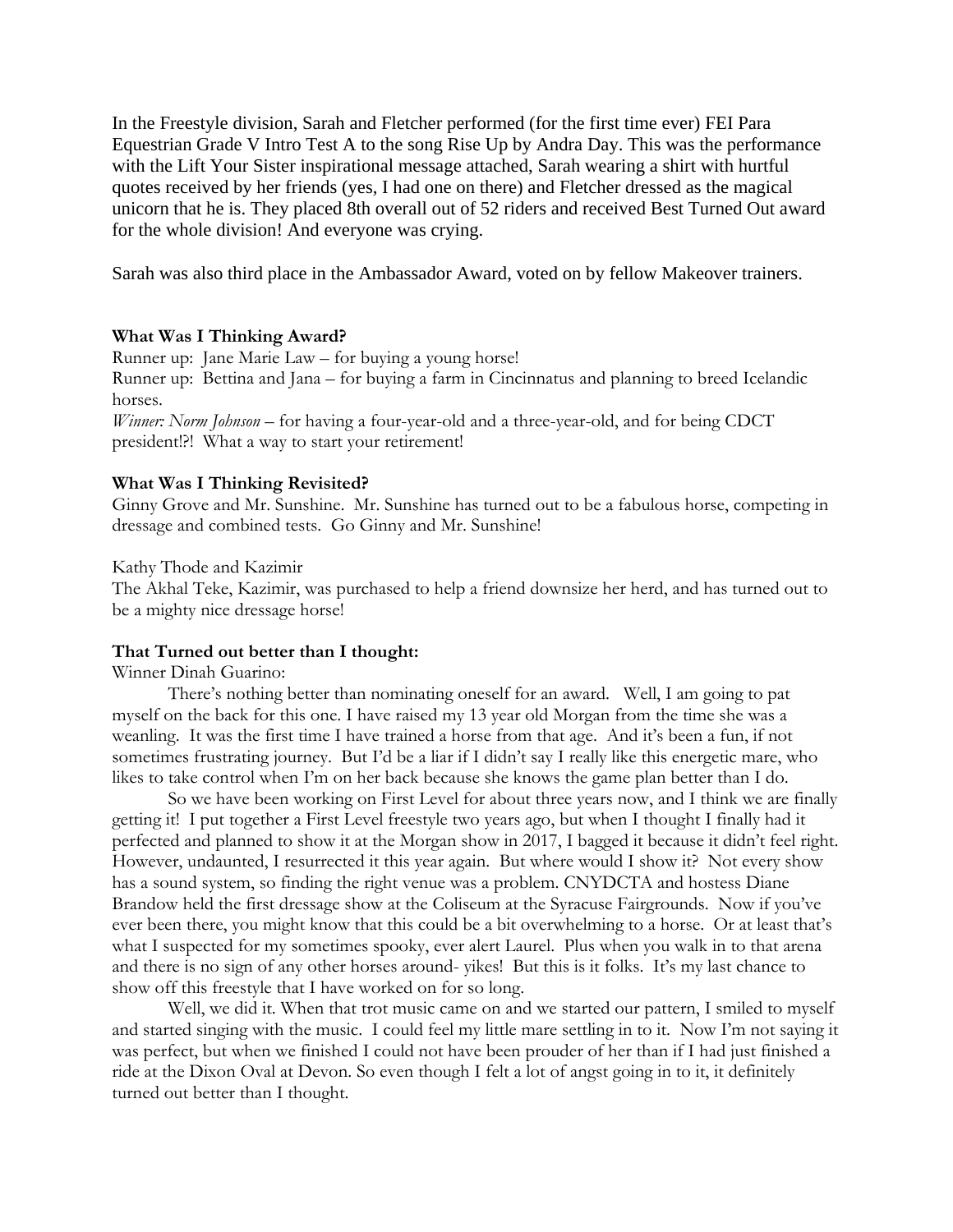In the Freestyle division, Sarah and Fletcher performed (for the first time ever) FEI Para Equestrian Grade V Intro Test A to the song Rise Up by Andra Day. This was the performance with the Lift Your Sister inspirational message attached, Sarah wearing a shirt with hurtful quotes received by her friends (yes, I had one on there) and Fletcher dressed as the magical unicorn that he is. They placed 8th overall out of 52 riders and received Best Turned Out award for the whole division! And everyone was crying.

Sarah was also third place in the Ambassador Award, voted on by fellow Makeover trainers.

**What Was I Thinking Award?**

Runner up: Jane Marie Law – for buying a young horse!
Runner up: Bettina and Jana – for buying a farm in Cincinnatus and planning to breed Icelandic horses.
*Winner: Norm Johnson* – for having a four-year-old and a three-year-old, and for being CDCT president!?! What a way to start your retirement!

**What Was I Thinking Revisited?**

Ginny Grove and Mr. Sunshine. Mr. Sunshine has turned out to be a fabulous horse, competing in dressage and combined tests. Go Ginny and Mr. Sunshine!

Kathy Thode and Kazimir
The Akhal Teke, Kazimir, was purchased to help a friend downsize her herd, and has turned out to be a mighty nice dressage horse!

**That Turned out better than I thought:**

Winner Dinah Guarino:

There's nothing better than nominating oneself for an award. Well, I am going to pat myself on the back for this one. I have raised my 13 year old Morgan from the time she was a weanling. It was the first time I have trained a horse from that age. And it's been a fun, if not sometimes frustrating journey. But I'd be a liar if I didn't say I really like this energetic mare, who likes to take control when I'm on her back because she knows the game plan better than I do.

So we have been working on First Level for about three years now, and I think we are finally getting it! I put together a First Level freestyle two years ago, but when I thought I finally had it perfected and planned to show it at the Morgan show in 2017, I bagged it because it didn't feel right. However, undaunted, I resurrected it this year again. But where would I show it? Not every show has a sound system, so finding the right venue was a problem. CNYDCTA and hostess Diane Brandow held the first dressage show at the Coliseum at the Syracuse Fairgrounds. Now if you've ever been there, you might know that this could be a bit overwhelming to a horse. Or at least that's what I suspected for my sometimes spooky, ever alert Laurel. Plus when you walk in to that arena and there is no sign of any other horses around- yikes! But this is it folks. It's my last chance to show off this freestyle that I have worked on for so long.

Well, we did it. When that trot music came on and we started our pattern, I smiled to myself and started singing with the music. I could feel my little mare settling in to it. Now I'm not saying it was perfect, but when we finished I could not have been prouder of her than if I had just finished a ride at the Dixon Oval at Devon. So even though I felt a lot of angst going in to it, it definitely turned out better than I thought.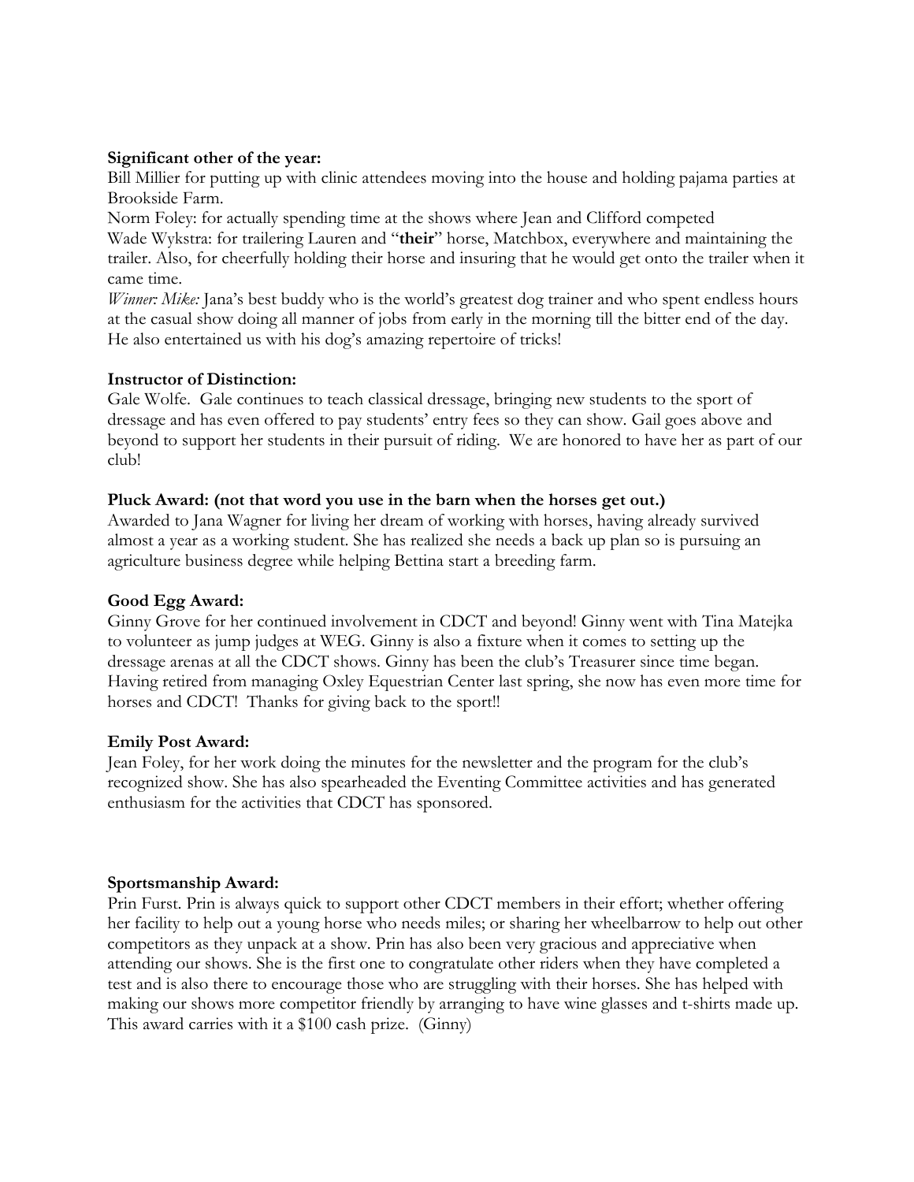**Significant other of the year:**

Bill Millier for putting up with clinic attendees moving into the house and holding pajama parties at Brookside Farm.

Norm Foley: for actually spending time at the shows where Jean and Clifford competed

Wade Wykstra: for trailering Lauren and "**their**" horse, Matchbox, everywhere and maintaining the trailer. Also, for cheerfully holding their horse and insuring that he would get onto the trailer when it came time.

*Winner: Mike:* Jana's best buddy who is the world's greatest dog trainer and who spent endless hours at the casual show doing all manner of jobs from early in the morning till the bitter end of the day. He also entertained us with his dog's amazing repertoire of tricks!

**Instructor of Distinction:**

Gale Wolfe. Gale continues to teach classical dressage, bringing new students to the sport of dressage and has even offered to pay students' entry fees so they can show. Gail goes above and beyond to support her students in their pursuit of riding. We are honored to have her as part of our club!

**Pluck Award: (not that word you use in the barn when the horses get out.)**

Awarded to Jana Wagner for living her dream of working with horses, having already survived almost a year as a working student. She has realized she needs a back up plan so is pursuing an agriculture business degree while helping Bettina start a breeding farm.

**Good Egg Award:**

Ginny Grove for her continued involvement in CDCT and beyond! Ginny went with Tina Matejka to volunteer as jump judges at WEG. Ginny is also a fixture when it comes to setting up the dressage arenas at all the CDCT shows. Ginny has been the club's Treasurer since time began. Having retired from managing Oxley Equestrian Center last spring, she now has even more time for horses and CDCT! Thanks for giving back to the sport!!

**Emily Post Award:**

Jean Foley, for her work doing the minutes for the newsletter and the program for the club's recognized show. She has also spearheaded the Eventing Committee activities and has generated enthusiasm for the activities that CDCT has sponsored.

**Sportsmanship Award:**

Prin Furst. Prin is always quick to support other CDCT members in their effort; whether offering her facility to help out a young horse who needs miles; or sharing her wheelbarrow to help out other competitors as they unpack at a show. Prin has also been very gracious and appreciative when attending our shows. She is the first one to congratulate other riders when they have completed a test and is also there to encourage those who are struggling with their horses. She has helped with making our shows more competitor friendly by arranging to have wine glasses and t-shirts made up. This award carries with it a $100 cash prize. (Ginny)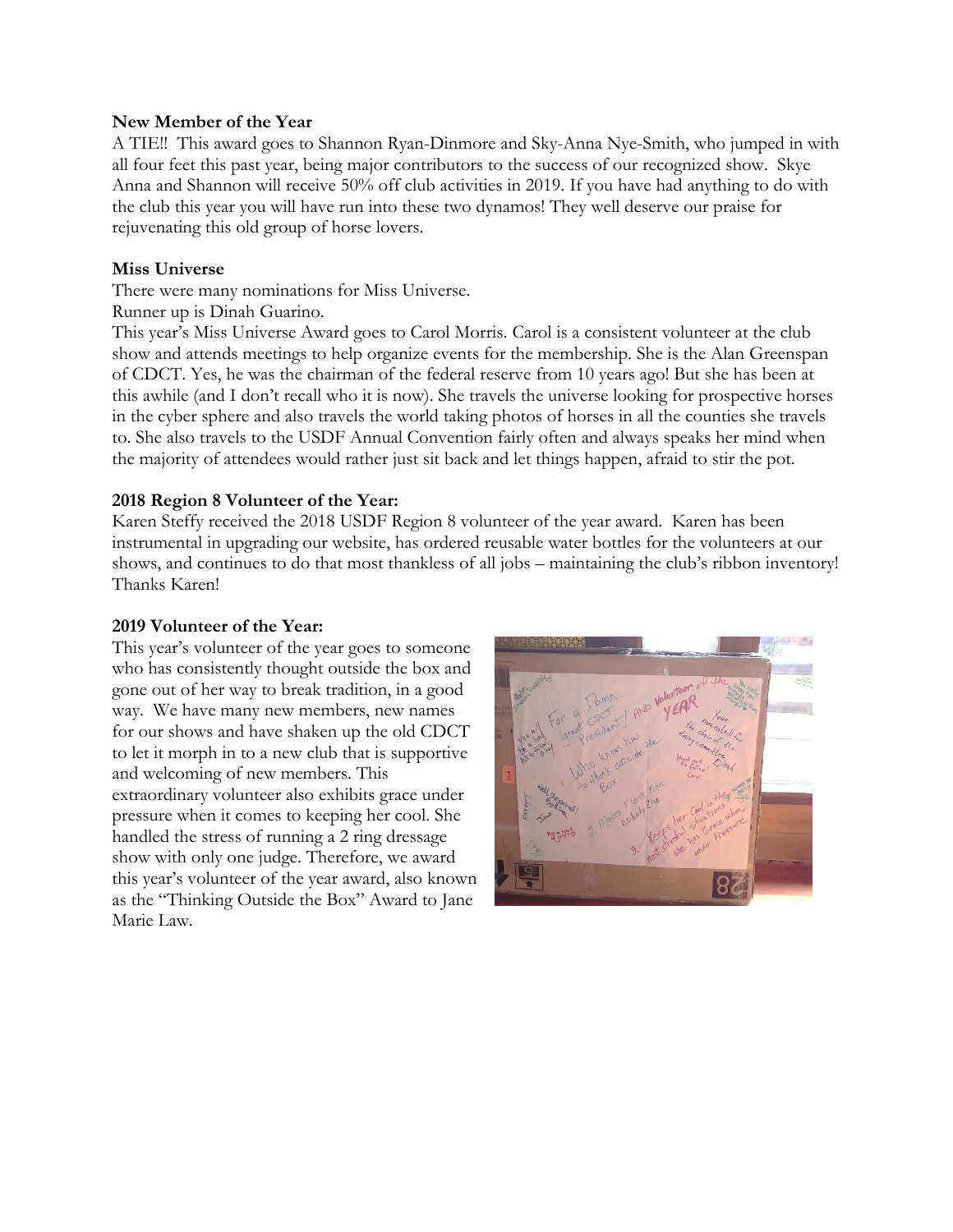**New Member of the Year**

A TIE!! This award goes to Shannon Ryan-Dinmore and Sky-Anna Nye-Smith, who jumped in with all four feet this past year, being major contributors to the success of our recognized show. Skye Anna and Shannon will receive 50% off club activities in 2019. If you have had anything to do with the club this year you will have run into these two dynamos! They well deserve our praise for rejuvenating this old group of horse lovers.

**Miss Universe**

There were many nominations for Miss Universe.

Runner up is Dinah Guarino.

This year's Miss Universe Award goes to Carol Morris. Carol is a consistent volunteer at the club show and attends meetings to help organize events for the membership. She is the Alan Greenspan of CDCT. Yes, he was the chairman of the federal reserve from 10 years ago! But she has been at this awhile (and I don't recall who it is now). She travels the universe looking for prospective horses in the cyber sphere and also travels the world taking photos of horses in all the counties she travels to. She also travels to the USDF Annual Convention fairly often and always speaks her mind when the majority of attendees would rather just sit back and let things happen, afraid to stir the pot.

**2018 Region 8 Volunteer of the Year:**

Karen Steffy received the 2018 USDF Region 8 volunteer of the year award. Karen has been instrumental in upgrading our website, has ordered reusable water bottles for the volunteers at our shows, and continues to do that most thankless of all jobs – maintaining the club's ribbon inventory! Thanks Karen!

**2019 Volunteer of the Year:**

This year's volunteer of the year goes to someone who has consistently thought outside the box and gone out of her way to break tradition, in a good way. We have many new members, new names for our shows and have shaken up the old CDCT to let it morph in to a new club that is supportive and welcoming of new members. This extraordinary volunteer also exhibits grace under pressure when it comes to keeping her cool. She handled the stress of running a 2 ring dressage show with only one judge. Therefore, we award this year's volunteer of the year award, also known as the "Thinking Outside the Box" Award to Jane Marie Law.